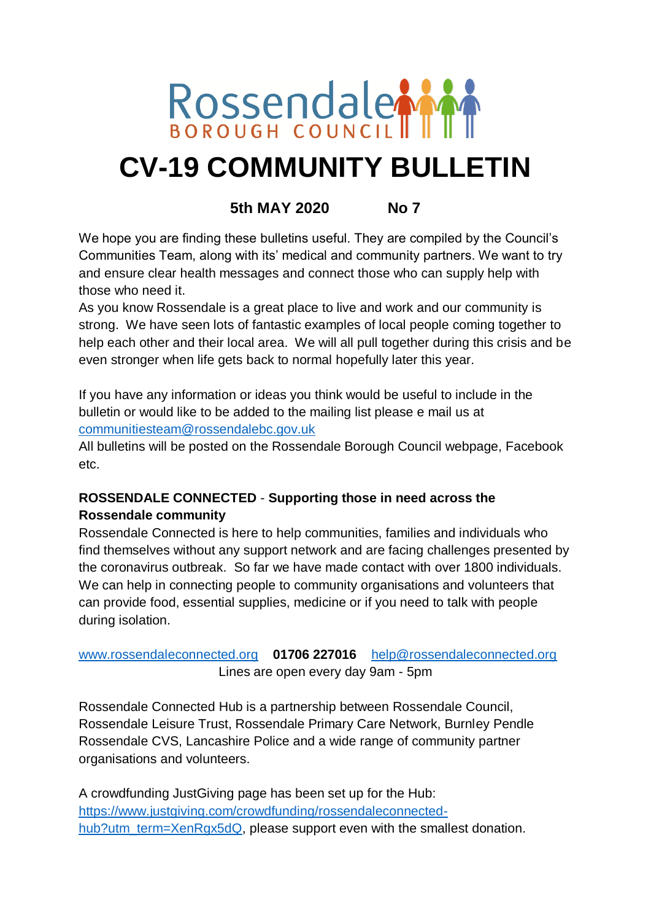Rossendale BOROUGH COUNCIL

# CV-19 COMMUNITY BULLETIN

**5th MAY 2020 No 7**

We hope you are finding these bulletins useful. They are compiled by the Council's Communities Team, along with its' medical and community partners. We want to try and ensure clear health messages and connect those who can supply help with those who need it.

As you know Rossendale is a great place to live and work and our community is strong. We have seen lots of fantastic examples of local people coming together to help each other and their local area. We will all pull together during this crisis and be even stronger when life gets back to normal hopefully later this year.

If you have any information or ideas you think would be useful to include in the bulletin or would like to be added to the mailing list please e mail us at communitiesteam@rossendalebc.gov.uk

All bulletins will be posted on the Rossendale Borough Council webpage, Facebook etc.

**ROSSENDALE CONNECTED - Supporting those in need across the Rossendale community**

Rossendale Connected is here to help communities, families and individuals who find themselves without any support network and are facing challenges presented by the coronavirus outbreak. So far we have made contact with over 1800 individuals. We can help in connecting people to community organisations and volunteers that can provide food, essential supplies, medicine or if you need to talk with people during isolation.

www.rossendaleconnected.org **01706 227016** help@rossendaleconnected.org

Lines are open every day 9am - 5pm

Rossendale Connected Hub is a partnership between Rossendale Council, Rossendale Leisure Trust, Rossendale Primary Care Network, Burnley Pendle Rossendale CVS, Lancashire Police and a wide range of community partner organisations and volunteers.

A crowdfunding JustGiving page has been set up for the Hub: https://www.justgiving.com/crowdfunding/rossendaleconnected-hub?utm_term=XenRgx5dQ, please support even with the smallest donation.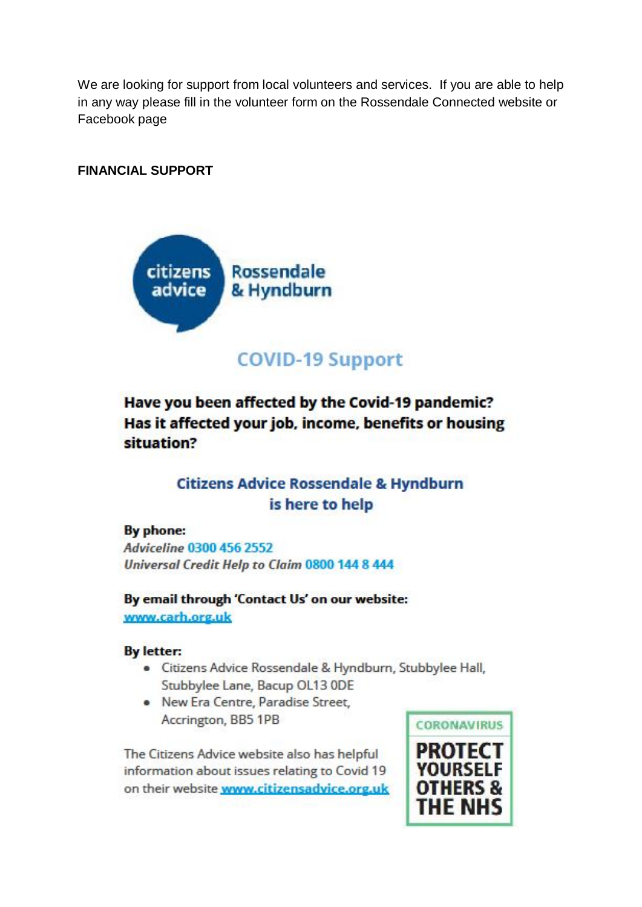We are looking for support from local volunteers and services. If you are able to help in any way please fill in the volunteer form on the Rossendale Connected website or Facebook page

**FINANCIAL SUPPORT**

citizens advice Rossendale & Hyndburn

## COVID-19 Support

**Have you been affected by the Covid-19 pandemic? Has it affected your job, income, benefits or housing situation?**

**Citizens Advice Rossendale & Hyndburn is here to help**

**By phone:**
*Adviceline* 0300 456 2552
*Universal Credit Help to Claim* 0800 144 8 444

**By email through 'Contact Us' on our website:**
www.carh.org.uk

**By letter:**

- Citizens Advice Rossendale & Hyndburn, Stubbylee Hall, Stubbylee Lane, Bacup OL13 0DE
- New Era Centre, Paradise Street, Accrington, BB5 1PB

The Citizens Advice website also has helpful information about issues relating to Covid 19 on their website www.citizensadvice.org.uk

CORONAVIRUS

**PROTECT YOURSELF OTHERS & THE NHS**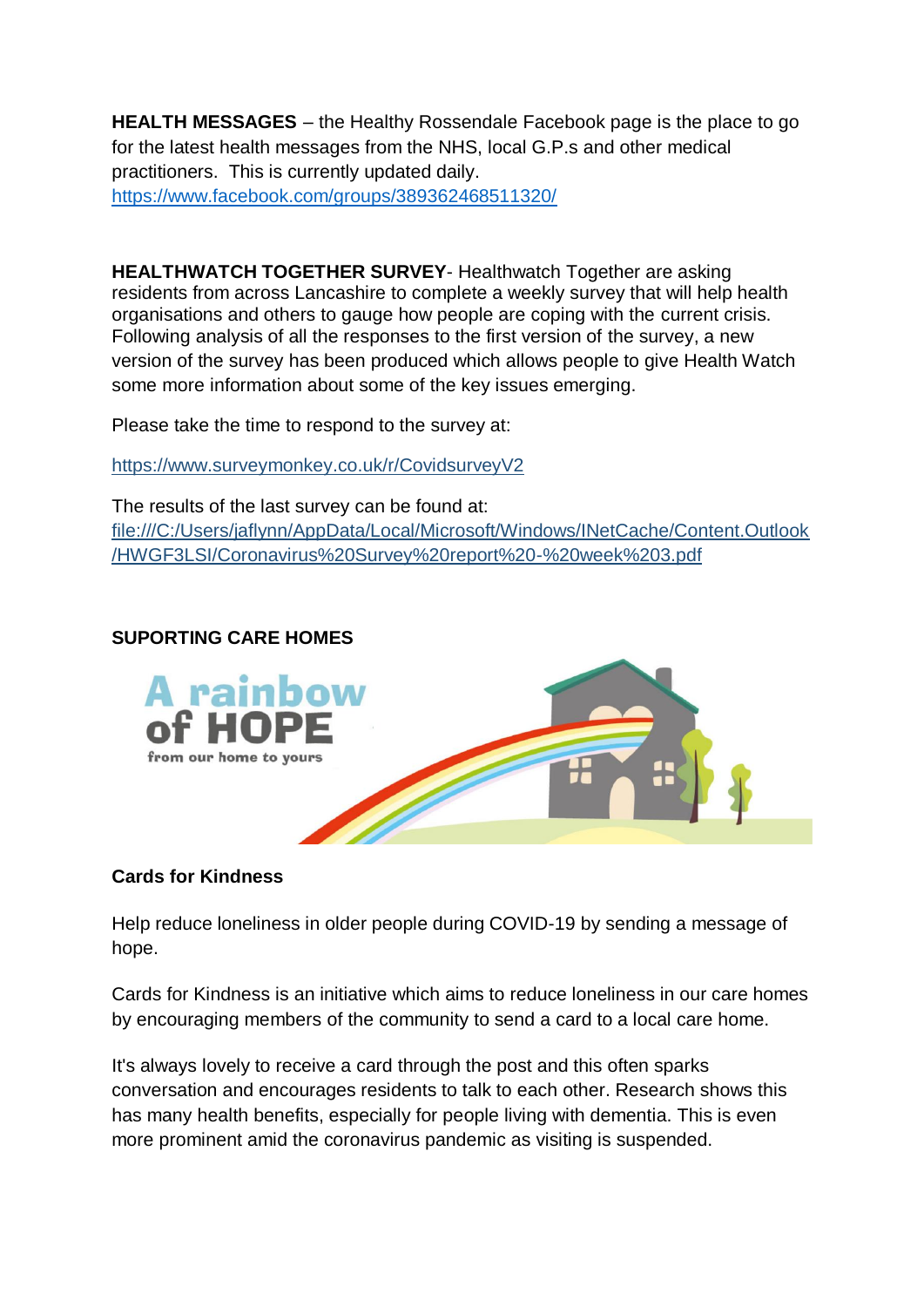**HEALTH MESSAGES** – the Healthy Rossendale Facebook page is the place to go for the latest health messages from the NHS, local G.P.s and other medical practitioners. This is currently updated daily.
https://www.facebook.com/groups/389362468511320/

**HEALTHWATCH TOGETHER SURVEY**- Healthwatch Together are asking residents from across Lancashire to complete a weekly survey that will help health organisations and others to gauge how people are coping with the current crisis. Following analysis of all the responses to the first version of the survey, a new version of the survey has been produced which allows people to give Health Watch some more information about some of the key issues emerging.

Please take the time to respond to the survey at:

https://www.surveymonkey.co.uk/r/CovidsurveyV2

The results of the last survey can be found at:
file:///C:/Users/jaflynn/AppData/Local/Microsoft/Windows/INetCache/Content.Outlook/HWGF3LSI/Coronavirus%20Survey%20report%20-%20week%203.pdf

**SUPORTING CARE HOMES**

A rainbow of HOPE
from our home to yours

**Cards for Kindness**

Help reduce loneliness in older people during COVID-19 by sending a message of hope.

Cards for Kindness is an initiative which aims to reduce loneliness in our care homes by encouraging members of the community to send a card to a local care home.

It's always lovely to receive a card through the post and this often sparks conversation and encourages residents to talk to each other. Research shows this has many health benefits, especially for people living with dementia. This is even more prominent amid the coronavirus pandemic as visiting is suspended.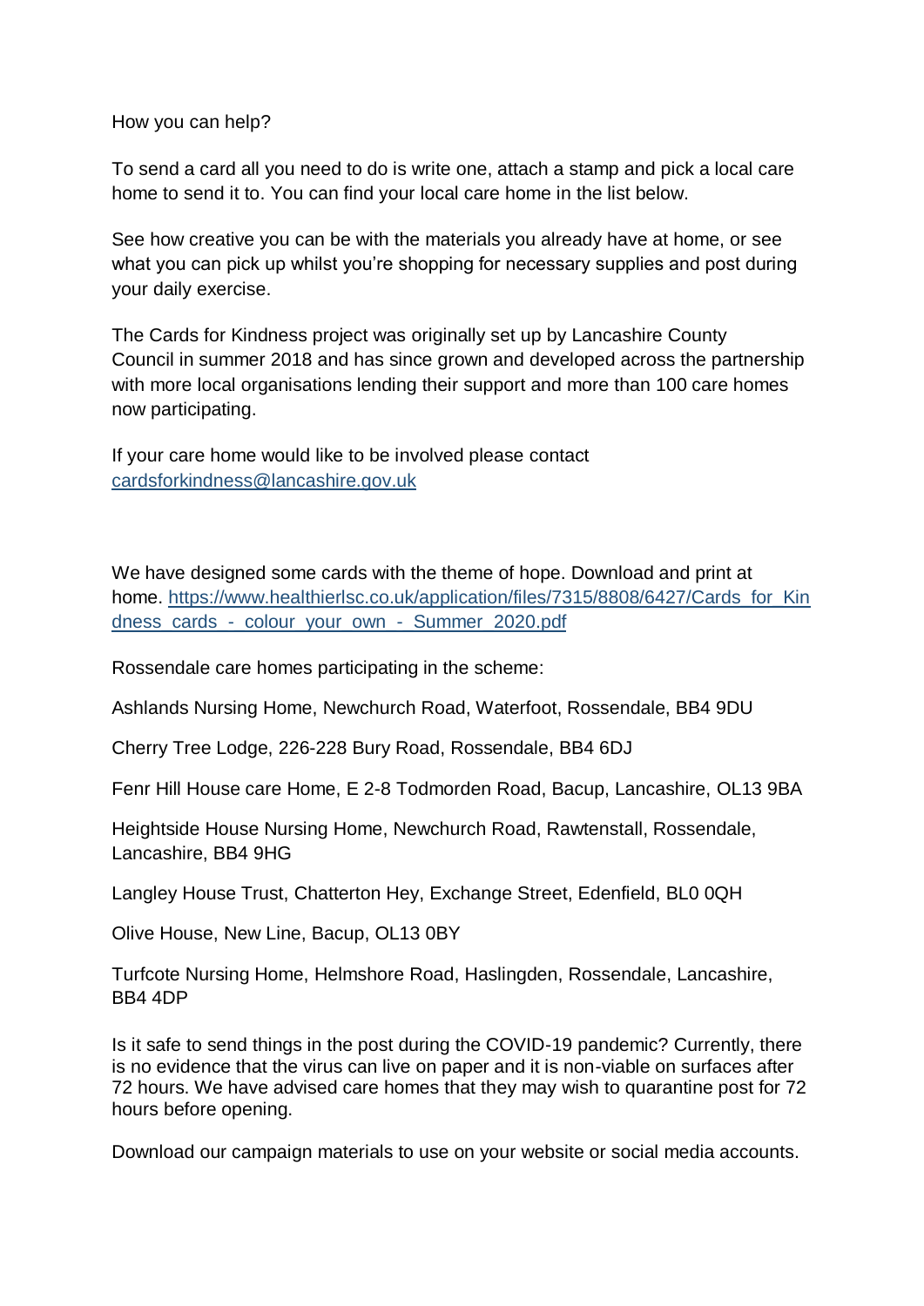How you can help?

To send a card all you need to do is write one, attach a stamp and pick a local care home to send it to. You can find your local care home in the list below.

See how creative you can be with the materials you already have at home, or see what you can pick up whilst you're shopping for necessary supplies and post during your daily exercise.

The Cards for Kindness project was originally set up by Lancashire County Council in summer 2018 and has since grown and developed across the partnership with more local organisations lending their support and more than 100 care homes now participating.

If your care home would like to be involved please contact [cardsforkindness@lancashire.gov.uk](mailto:cardsforkindness@lancashire.gov.uk)

We have designed some cards with the theme of hope. Download and print at home. [https://www.healthierlsc.co.uk/application/files/7315/8808/6427/Cards_for_Kindness_cards_-_colour_your_own_-_Summer_2020.pdf](https://www.healthierlsc.co.uk/application/files/7315/8808/6427/Cards_for_Kindness_cards_-_colour_your_own_-_Summer_2020.pdf)

Rossendale care homes participating in the scheme:

Ashlands Nursing Home, Newchurch Road, Waterfoot, Rossendale, BB4 9DU

Cherry Tree Lodge, 226-228 Bury Road, Rossendale, BB4 6DJ

Fenr Hill House care Home, E 2-8 Todmorden Road, Bacup, Lancashire, OL13 9BA

Heightside House Nursing Home, Newchurch Road, Rawtenstall, Rossendale, Lancashire, BB4 9HG

Langley House Trust, Chatterton Hey, Exchange Street, Edenfield, BL0 0QH

Olive House, New Line, Bacup, OL13 0BY

Turfcote Nursing Home, Helmshore Road, Haslingden, Rossendale, Lancashire, BB4 4DP

Is it safe to send things in the post during the COVID-19 pandemic? Currently, there is no evidence that the virus can live on paper and it is non-viable on surfaces after 72 hours. We have advised care homes that they may wish to quarantine post for 72 hours before opening.

Download our campaign materials to use on your website or social media accounts.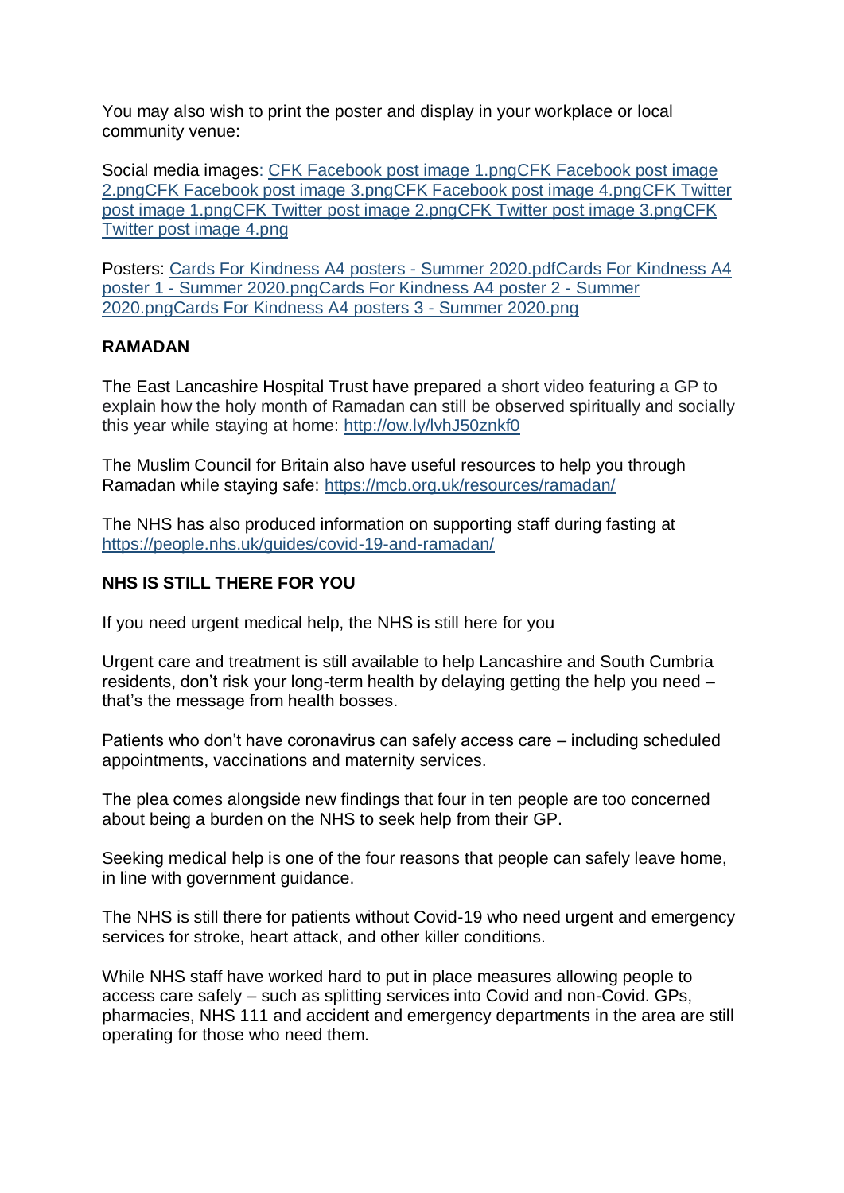You may also wish to print the poster and display in your workplace or local community venue:

Social media images: CFK Facebook post image 1.pngCFK Facebook post image 2.pngCFK Facebook post image 3.pngCFK Facebook post image 4.pngCFK Twitter post image 1.pngCFK Twitter post image 2.pngCFK Twitter post image 3.pngCFK Twitter post image 4.png

Posters: Cards For Kindness A4 posters - Summer 2020.pdfCards For Kindness A4 poster 1 - Summer 2020.pngCards For Kindness A4 poster 2 - Summer 2020.pngCards For Kindness A4 posters 3 - Summer 2020.png

**RAMADAN**

The East Lancashire Hospital Trust have prepared a short video featuring a GP to explain how the holy month of Ramadan can still be observed spiritually and socially this year while staying at home: http://ow.ly/lvhJ50znkf0

The Muslim Council for Britain also have useful resources to help you through Ramadan while staying safe: https://mcb.org.uk/resources/ramadan/

The NHS has also produced information on supporting staff during fasting at https://people.nhs.uk/guides/covid-19-and-ramadan/

**NHS IS STILL THERE FOR YOU**

If you need urgent medical help, the NHS is still here for you

Urgent care and treatment is still available to help Lancashire and South Cumbria residents, don't risk your long-term health by delaying getting the help you need – that's the message from health bosses.

Patients who don't have coronavirus can safely access care – including scheduled appointments, vaccinations and maternity services.

The plea comes alongside new findings that four in ten people are too concerned about being a burden on the NHS to seek help from their GP.

Seeking medical help is one of the four reasons that people can safely leave home, in line with government guidance.

The NHS is still there for patients without Covid-19 who need urgent and emergency services for stroke, heart attack, and other killer conditions.

While NHS staff have worked hard to put in place measures allowing people to access care safely – such as splitting services into Covid and non-Covid. GPs, pharmacies, NHS 111 and accident and emergency departments in the area are still operating for those who need them.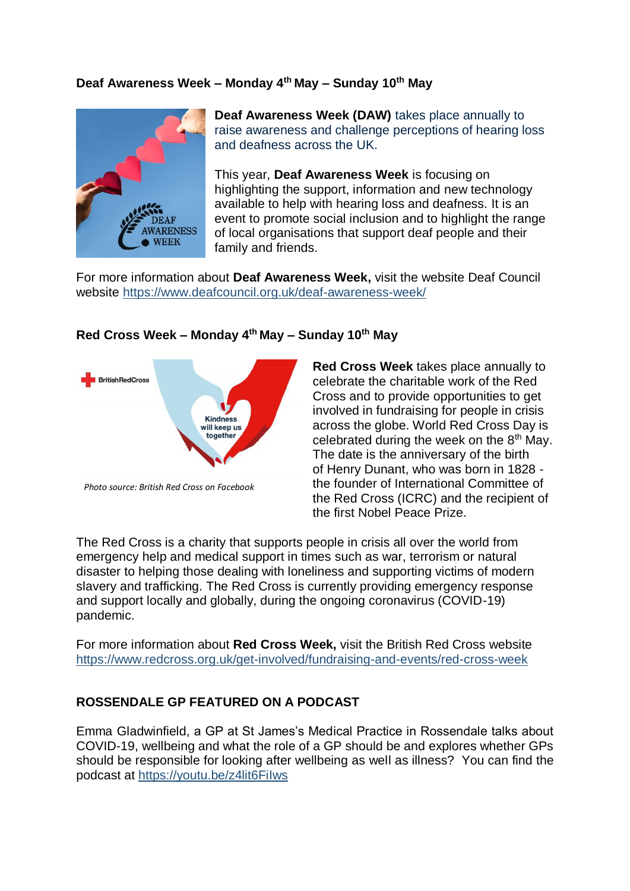## Deaf Awareness Week – Monday 4th May – Sunday 10th May

**Deaf Awareness Week (DAW)** takes place annually to raise awareness and challenge perceptions of hearing loss and deafness across the UK.

This year, **Deaf Awareness Week** is focusing on highlighting the support, information and new technology available to help with hearing loss and deafness. It is an event to promote social inclusion and to highlight the range of local organisations that support deaf people and their family and friends.

For more information about **Deaf Awareness Week,** visit the website Deaf Council website https://www.deafcouncil.org.uk/deaf-awareness-week/

## Red Cross Week – Monday 4th May – Sunday 10th May

*Photo source: British Red Cross on Facebook*

**Red Cross Week** takes place annually to celebrate the charitable work of the Red Cross and to provide opportunities to get involved in fundraising for people in crisis across the globe. World Red Cross Day is celebrated during the week on the 8th May. The date is the anniversary of the birth of Henry Dunant, who was born in 1828 - the founder of International Committee of the Red Cross (ICRC) and the recipient of the first Nobel Peace Prize.

The Red Cross is a charity that supports people in crisis all over the world from emergency help and medical support in times such as war, terrorism or natural disaster to helping those dealing with loneliness and supporting victims of modern slavery and trafficking. The Red Cross is currently providing emergency response and support locally and globally, during the ongoing coronavirus (COVID-19) pandemic.

For more information about **Red Cross Week,** visit the British Red Cross website https://www.redcross.org.uk/get-involved/fundraising-and-events/red-cross-week

## ROSSENDALE GP FEATURED ON A PODCAST

Emma Gladwinfield, a GP at St James's Medical Practice in Rossendale talks about COVID-19, wellbeing and what the role of a GP should be and explores whether GPs should be responsible for looking after wellbeing as well as illness? You can find the podcast at https://youtu.be/z4lit6FiIws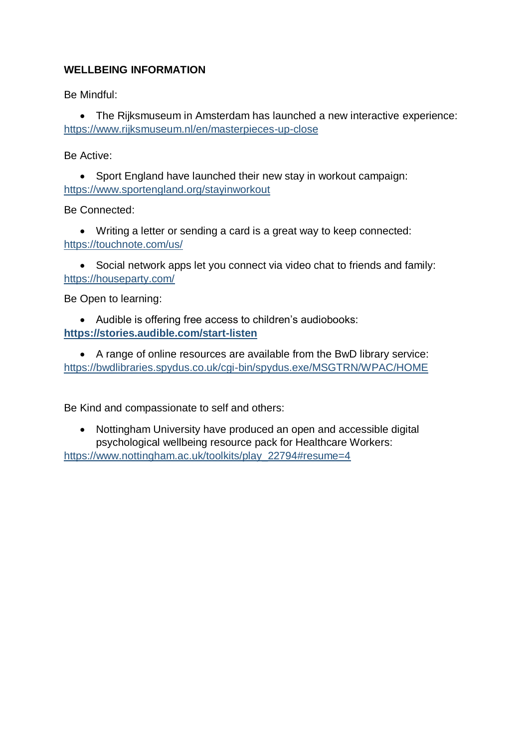**WELLBEING INFORMATION**

Be Mindful:

- The Rijksmuseum in Amsterdam has launched a new interactive experience: https://www.rijksmuseum.nl/en/masterpieces-up-close

Be Active:

- Sport England have launched their new stay in workout campaign: https://www.sportengland.org/stayinworkout

Be Connected:

- Writing a letter or sending a card is a great way to keep connected: https://touchnote.com/us/

- Social network apps let you connect via video chat to friends and family: https://houseparty.com/

Be Open to learning:

- Audible is offering free access to children's audiobooks: **https://stories.audible.com/start-listen**

- A range of online resources are available from the BwD library service: https://bwdlibraries.spydus.co.uk/cgi-bin/spydus.exe/MSGTRN/WPAC/HOME

Be Kind and compassionate to self and others:

- Nottingham University have produced an open and accessible digital psychological wellbeing resource pack for Healthcare Workers: https://www.nottingham.ac.uk/toolkits/play_22794#resume=4